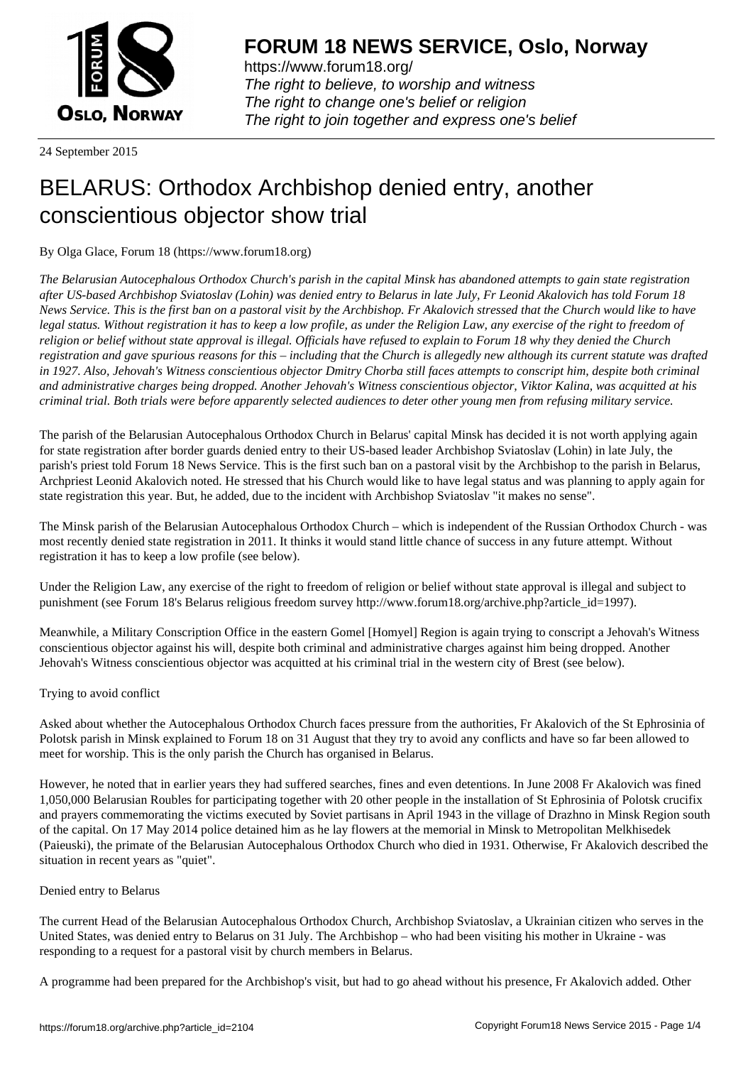**FORUM 18 NEWS SERVICE, Oslo, Norway**

https://www.forum18.org/
*The right to believe, to worship and witness*
*The right to change one's belief or religion*
*The right to join together and express one's belief*

24 September 2015

# BELARUS: Orthodox Archbishop denied entry, another conscientious objector show trial

By Olga Glace, Forum 18 (https://www.forum18.org)

*The Belarusian Autocephalous Orthodox Church's parish in the capital Minsk has abandoned attempts to gain state registration after US-based Archbishop Sviatoslav (Lohin) was denied entry to Belarus in late July, Fr Leonid Akalovich has told Forum 18 News Service. This is the first ban on a pastoral visit by the Archbishop. Fr Akalovich stressed that the Church would like to have legal status. Without registration it has to keep a low profile, as under the Religion Law, any exercise of the right to freedom of religion or belief without state approval is illegal. Officials have refused to explain to Forum 18 why they denied the Church registration and gave spurious reasons for this – including that the Church is allegedly new although its current statute was drafted in 1927. Also, Jehovah's Witness conscientious objector Dmitry Chorba still faces attempts to conscript him, despite both criminal and administrative charges being dropped. Another Jehovah's Witness conscientious objector, Viktor Kalina, was acquitted at his criminal trial. Both trials were before apparently selected audiences to deter other young men from refusing military service.*

The parish of the Belarusian Autocephalous Orthodox Church in Belarus' capital Minsk has decided it is not worth applying again for state registration after border guards denied entry to their US-based leader Archbishop Sviatoslav (Lohin) in late July, the parish's priest told Forum 18 News Service. This is the first such ban on a pastoral visit by the Archbishop to the parish in Belarus, Archpriest Leonid Akalovich noted. He stressed that his Church would like to have legal status and was planning to apply again for state registration this year. But, he added, due to the incident with Archbishop Sviatoslav "it makes no sense".

The Minsk parish of the Belarusian Autocephalous Orthodox Church – which is independent of the Russian Orthodox Church - was most recently denied state registration in 2011. It thinks it would stand little chance of success in any future attempt. Without registration it has to keep a low profile (see below).

Under the Religion Law, any exercise of the right to freedom of religion or belief without state approval is illegal and subject to punishment (see Forum 18's Belarus religious freedom survey http://www.forum18.org/archive.php?article_id=1997).

Meanwhile, a Military Conscription Office in the eastern Gomel [Homyel] Region is again trying to conscript a Jehovah's Witness conscientious objector against his will, despite both criminal and administrative charges against him being dropped. Another Jehovah's Witness conscientious objector was acquitted at his criminal trial in the western city of Brest (see below).

## Trying to avoid conflict

Asked about whether the Autocephalous Orthodox Church faces pressure from the authorities, Fr Akalovich of the St Ephrosinia of Polotsk parish in Minsk explained to Forum 18 on 31 August that they try to avoid any conflicts and have so far been allowed to meet for worship. This is the only parish the Church has organised in Belarus.

However, he noted that in earlier years they had suffered searches, fines and even detentions. In June 2008 Fr Akalovich was fined 1,050,000 Belarusian Roubles for participating together with 20 other people in the installation of St Ephrosinia of Polotsk crucifix and prayers commemorating the victims executed by Soviet partisans in April 1943 in the village of Drazhno in Minsk Region south of the capital. On 17 May 2014 police detained him as he lay flowers at the memorial in Minsk to Metropolitan Melkhisedek (Paieuski), the primate of the Belarusian Autocephalous Orthodox Church who died in 1931. Otherwise, Fr Akalovich described the situation in recent years as "quiet".

## Denied entry to Belarus

The current Head of the Belarusian Autocephalous Orthodox Church, Archbishop Sviatoslav, a Ukrainian citizen who serves in the United States, was denied entry to Belarus on 31 July. The Archbishop – who had been visiting his mother in Ukraine - was responding to a request for a pastoral visit by church members in Belarus.

A programme had been prepared for the Archbishop's visit, but had to go ahead without his presence, Fr Akalovich added. Other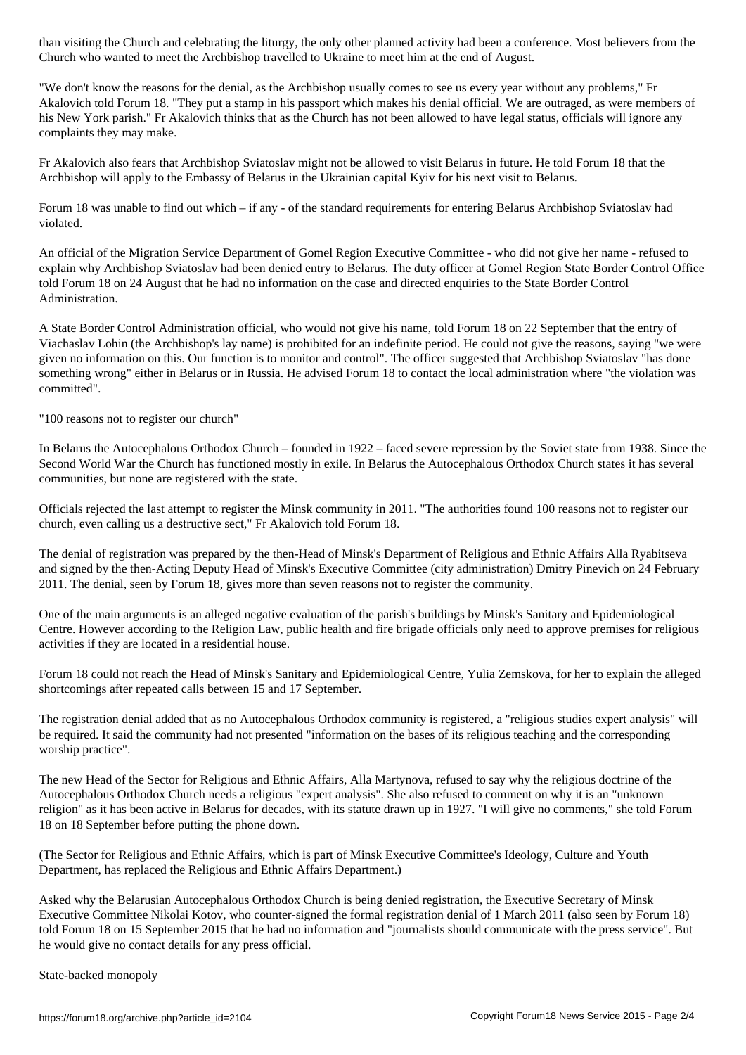than visiting the Church and celebrating the liturgy, the only other planned activity had been a conference. Most believers from the Church who wanted to meet the Archbishop travelled to Ukraine to meet him at the end of August.

"We don't know the reasons for the denial, as the Archbishop usually comes to see us every year without any problems," Fr Akalovich told Forum 18. "They put a stamp in his passport which makes his denial official. We are outraged, as were members of his New York parish." Fr Akalovich thinks that as the Church has not been allowed to have legal status, officials will ignore any complaints they may make.

Fr Akalovich also fears that Archbishop Sviatoslav might not be allowed to visit Belarus in future. He told Forum 18 that the Archbishop will apply to the Embassy of Belarus in the Ukrainian capital Kyiv for his next visit to Belarus.

Forum 18 was unable to find out which – if any - of the standard requirements for entering Belarus Archbishop Sviatoslav had violated.

An official of the Migration Service Department of Gomel Region Executive Committee - who did not give her name - refused to explain why Archbishop Sviatoslav had been denied entry to Belarus. The duty officer at Gomel Region State Border Control Office told Forum 18 on 24 August that he had no information on the case and directed enquiries to the State Border Control Administration.

A State Border Control Administration official, who would not give his name, told Forum 18 on 22 September that the entry of Viachaslav Lohin (the Archbishop's lay name) is prohibited for an indefinite period. He could not give the reasons, saying "we were given no information on this. Our function is to monitor and control". The officer suggested that Archbishop Sviatoslav "has done something wrong" either in Belarus or in Russia. He advised Forum 18 to contact the local administration where "the violation was committed".

## "100 reasons not to register our church"

In Belarus the Autocephalous Orthodox Church – founded in 1922 – faced severe repression by the Soviet state from 1938. Since the Second World War the Church has functioned mostly in exile. In Belarus the Autocephalous Orthodox Church states it has several communities, but none are registered with the state.

Officials rejected the last attempt to register the Minsk community in 2011. "The authorities found 100 reasons not to register our church, even calling us a destructive sect," Fr Akalovich told Forum 18.

The denial of registration was prepared by the then-Head of Minsk's Department of Religious and Ethnic Affairs Alla Ryabitseva and signed by the then-Acting Deputy Head of Minsk's Executive Committee (city administration) Dmitry Pinevich on 24 February 2011. The denial, seen by Forum 18, gives more than seven reasons not to register the community.

One of the main arguments is an alleged negative evaluation of the parish's buildings by Minsk's Sanitary and Epidemiological Centre. However according to the Religion Law, public health and fire brigade officials only need to approve premises for religious activities if they are located in a residential house.

Forum 18 could not reach the Head of Minsk's Sanitary and Epidemiological Centre, Yulia Zemskova, for her to explain the alleged shortcomings after repeated calls between 15 and 17 September.

The registration denial added that as no Autocephalous Orthodox community is registered, a "religious studies expert analysis" will be required. It said the community had not presented "information on the bases of its religious teaching and the corresponding worship practice".

The new Head of the Sector for Religious and Ethnic Affairs, Alla Martynova, refused to say why the religious doctrine of the Autocephalous Orthodox Church needs a religious "expert analysis". She also refused to comment on why it is an "unknown religion" as it has been active in Belarus for decades, with its statute drawn up in 1927. "I will give no comments," she told Forum 18 on 18 September before putting the phone down.

(The Sector for Religious and Ethnic Affairs, which is part of Minsk Executive Committee's Ideology, Culture and Youth Department, has replaced the Religious and Ethnic Affairs Department.)

Asked why the Belarusian Autocephalous Orthodox Church is being denied registration, the Executive Secretary of Minsk Executive Committee Nikolai Kotov, who counter-signed the formal registration denial of 1 March 2011 (also seen by Forum 18) told Forum 18 on 15 September 2015 that he had no information and "journalists should communicate with the press service". But he would give no contact details for any press official.

## State-backed monopoly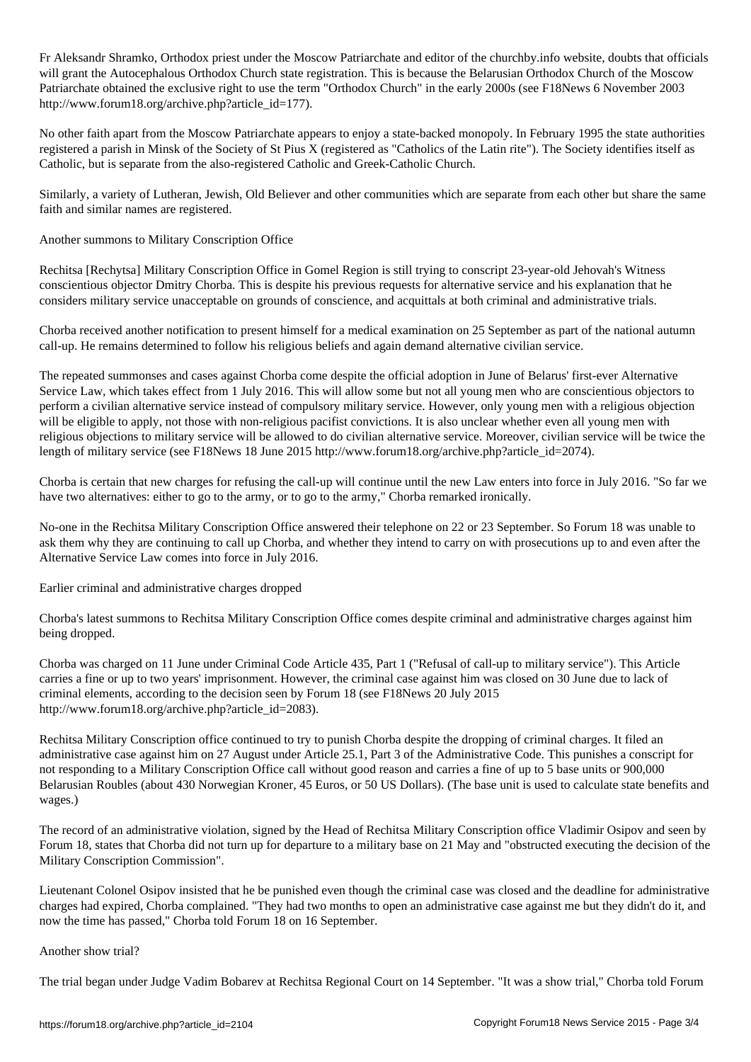Fr Aleksandr Shramko, Orthodox priest under the Moscow Patriarchate and editor of the churchby.info website, doubts that officials will grant the Autocephalous Orthodox Church state registration. This is because the Belarusian Orthodox Church of the Moscow Patriarchate obtained the exclusive right to use the term "Orthodox Church" in the early 2000s (see F18News 6 November 2003 http://www.forum18.org/archive.php?article_id=177).

No other faith apart from the Moscow Patriarchate appears to enjoy a state-backed monopoly. In February 1995 the state authorities registered a parish in Minsk of the Society of St Pius X (registered as "Catholics of the Latin rite"). The Society identifies itself as Catholic, but is separate from the also-registered Catholic and Greek-Catholic Church.

Similarly, a variety of Lutheran, Jewish, Old Believer and other communities which are separate from each other but share the same faith and similar names are registered.

## Another summons to Military Conscription Office

Rechitsa [Rechytsa] Military Conscription Office in Gomel Region is still trying to conscript 23-year-old Jehovah's Witness conscientious objector Dmitry Chorba. This is despite his previous requests for alternative service and his explanation that he considers military service unacceptable on grounds of conscience, and acquittals at both criminal and administrative trials.

Chorba received another notification to present himself for a medical examination on 25 September as part of the national autumn call-up. He remains determined to follow his religious beliefs and again demand alternative civilian service.

The repeated summonses and cases against Chorba come despite the official adoption in June of Belarus' first-ever Alternative Service Law, which takes effect from 1 July 2016. This will allow some but not all young men who are conscientious objectors to perform a civilian alternative service instead of compulsory military service. However, only young men with a religious objection will be eligible to apply, not those with non-religious pacifist convictions. It is also unclear whether even all young men with religious objections to military service will be allowed to do civilian alternative service. Moreover, civilian service will be twice the length of military service (see F18News 18 June 2015 http://www.forum18.org/archive.php?article_id=2074).

Chorba is certain that new charges for refusing the call-up will continue until the new Law enters into force in July 2016. "So far we have two alternatives: either to go to the army, or to go to the army," Chorba remarked ironically.

No-one in the Rechitsa Military Conscription Office answered their telephone on 22 or 23 September. So Forum 18 was unable to ask them why they are continuing to call up Chorba, and whether they intend to carry on with prosecutions up to and even after the Alternative Service Law comes into force in July 2016.

## Earlier criminal and administrative charges dropped

Chorba's latest summons to Rechitsa Military Conscription Office comes despite criminal and administrative charges against him being dropped.

Chorba was charged on 11 June under Criminal Code Article 435, Part 1 ("Refusal of call-up to military service"). This Article carries a fine or up to two years' imprisonment. However, the criminal case against him was closed on 30 June due to lack of criminal elements, according to the decision seen by Forum 18 (see F18News 20 July 2015 http://www.forum18.org/archive.php?article_id=2083).

Rechitsa Military Conscription office continued to try to punish Chorba despite the dropping of criminal charges. It filed an administrative case against him on 27 August under Article 25.1, Part 3 of the Administrative Code. This punishes a conscript for not responding to a Military Conscription Office call without good reason and carries a fine of up to 5 base units or 900,000 Belarusian Roubles (about 430 Norwegian Kroner, 45 Euros, or 50 US Dollars). (The base unit is used to calculate state benefits and wages.)

The record of an administrative violation, signed by the Head of Rechitsa Military Conscription office Vladimir Osipov and seen by Forum 18, states that Chorba did not turn up for departure to a military base on 21 May and "obstructed executing the decision of the Military Conscription Commission".

Lieutenant Colonel Osipov insisted that he be punished even though the criminal case was closed and the deadline for administrative charges had expired, Chorba complained. "They had two months to open an administrative case against me but they didn't do it, and now the time has passed," Chorba told Forum 18 on 16 September.

## Another show trial?

The trial began under Judge Vadim Bobarev at Rechitsa Regional Court on 14 September. "It was a show trial," Chorba told Forum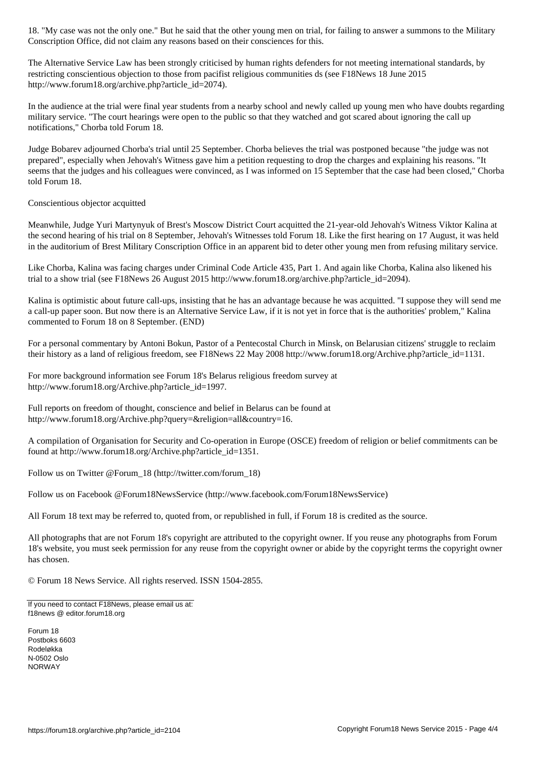18. "My case was not the only one." But he said that the other young men on trial, for failing to answer a summons to the Military Conscription Office, did not claim any reasons based on their consciences for this.

The Alternative Service Law has been strongly criticised by human rights defenders for not meeting international standards, by restricting conscientious objection to those from pacifist religious communities ds (see F18News 18 June 2015 http://www.forum18.org/archive.php?article_id=2074).

In the audience at the trial were final year students from a nearby school and newly called up young men who have doubts regarding military service. "The court hearings were open to the public so that they watched and got scared about ignoring the call up notifications," Chorba told Forum 18.

Judge Bobarev adjourned Chorba's trial until 25 September. Chorba believes the trial was postponed because "the judge was not prepared", especially when Jehovah's Witness gave him a petition requesting to drop the charges and explaining his reasons. "It seems that the judges and his colleagues were convinced, as I was informed on 15 September that the case had been closed," Chorba told Forum 18.

Conscientious objector acquitted

Meanwhile, Judge Yuri Martynyuk of Brest's Moscow District Court acquitted the 21-year-old Jehovah's Witness Viktor Kalina at the second hearing of his trial on 8 September, Jehovah's Witnesses told Forum 18. Like the first hearing on 17 August, it was held in the auditorium of Brest Military Conscription Office in an apparent bid to deter other young men from refusing military service.

Like Chorba, Kalina was facing charges under Criminal Code Article 435, Part 1. And again like Chorba, Kalina also likened his trial to a show trial (see F18News 26 August 2015 http://www.forum18.org/archive.php?article_id=2094).

Kalina is optimistic about future call-ups, insisting that he has an advantage because he was acquitted. "I suppose they will send me a call-up paper soon. But now there is an Alternative Service Law, if it is not yet in force that is the authorities' problem," Kalina commented to Forum 18 on 8 September. (END)

For a personal commentary by Antoni Bokun, Pastor of a Pentecostal Church in Minsk, on Belarusian citizens' struggle to reclaim their history as a land of religious freedom, see F18News 22 May 2008 http://www.forum18.org/Archive.php?article_id=1131.

For more background information see Forum 18's Belarus religious freedom survey at http://www.forum18.org/Archive.php?article_id=1997.

Full reports on freedom of thought, conscience and belief in Belarus can be found at http://www.forum18.org/Archive.php?query=&religion=all&country=16.

A compilation of Organisation for Security and Co-operation in Europe (OSCE) freedom of religion or belief commitments can be found at http://www.forum18.org/Archive.php?article_id=1351.

Follow us on Twitter @Forum_18 (http://twitter.com/forum_18)

Follow us on Facebook @Forum18NewsService (http://www.facebook.com/Forum18NewsService)

All Forum 18 text may be referred to, quoted from, or republished in full, if Forum 18 is credited as the source.

All photographs that are not Forum 18's copyright are attributed to the copyright owner. If you reuse any photographs from Forum 18's website, you must seek permission for any reuse from the copyright owner or abide by the copyright terms the copyright owner has chosen.

© Forum 18 News Service. All rights reserved. ISSN 1504-2855.

If you need to contact F18News, please email us at:
f18news @ editor.forum18.org

Forum 18
Postboks 6603
Rodeløkka
N-0502 Oslo
NORWAY